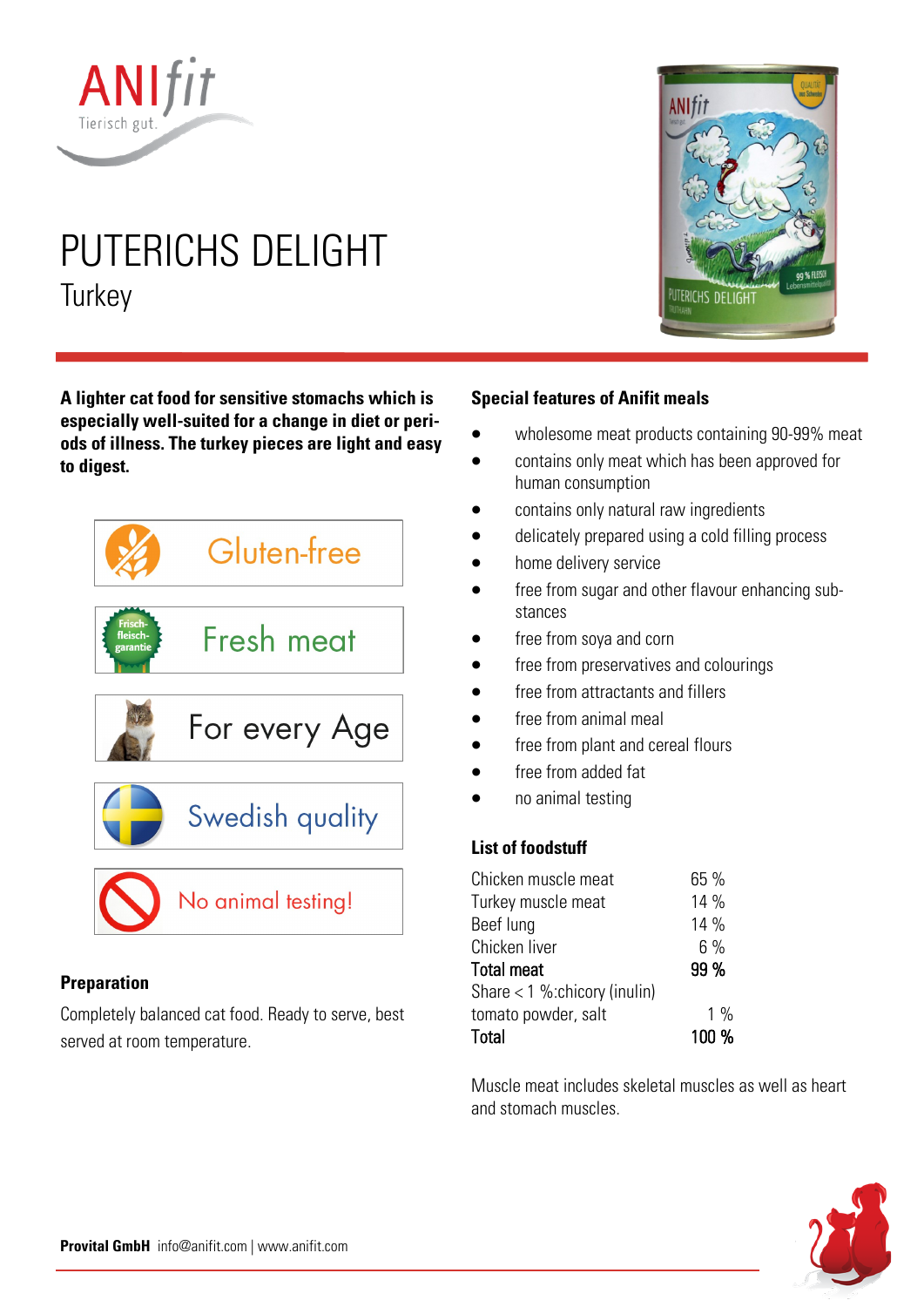# PUTERICHS DELIGHT

## Turkey

**A lighter cat food for sensitive stomachs which is especially well-suited for a change in diet or periods of illness. The turkey pieces are light and easy to digest.**

- Gluten-free
- Fresh meat
- For every Age
- Swedish quality
- No animal testing!

### Preparation

Completely balanced cat food. Ready to serve, best served at room temperature.

### Special features of Anifit meals

- wholesome meat products containing 90-99% meat
- contains only meat which has been approved for human consumption
- contains only natural raw ingredients
- delicately prepared using a cold filling process
- home delivery service
- free from sugar and other flavour enhancing substances
- free from soya and corn
- free from preservatives and colourings
- free from attractants and fillers
- free from animal meal
- free from plant and cereal flours
- free from added fat
- no animal testing

### List of foodstuff

| | |
|---|---|
| Chicken muscle meat | 65 % |
| Turkey muscle meat | 14 % |
| Beef lung | 14 % |
| Chicken liver | 6 % |
| **Total meat** | **99 %** |
| Share < 1 %:chicory (inulin) tomato powder, salt | 1 % |
| **Total** | **100 %** |

Muscle meat includes skeletal muscles as well as heart and stomach muscles.

**Provital GmbH** info@anifit.com | www.anifit.com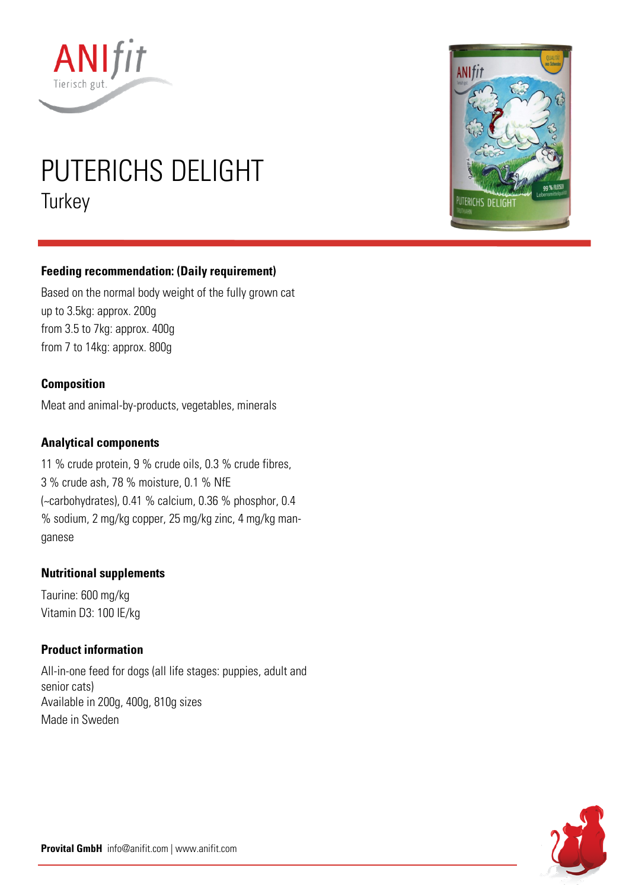# PUTERICHS DELIGHT

## Turkey

**Feeding recommendation: (Daily requirement)**

Based on the normal body weight of the fully grown cat
up to 3.5kg: approx. 200g
from 3.5 to 7kg: approx. 400g
from 7 to 14kg: approx. 800g

**Composition**

Meat and animal-by-products, vegetables, minerals

**Analytical components**

11 % crude protein, 9 % crude oils, 0.3 % crude fibres, 3 % crude ash, 78 % moisture, 0.1 % NfE (~carbohydrates), 0.41 % calcium, 0.36 % phosphor, 0.4 % sodium, 2 mg/kg copper, 25 mg/kg zinc, 4 mg/kg manganese

**Nutritional supplements**

Taurine: 600 mg/kg
Vitamin D3: 100 IE/kg

**Product information**

All-in-one feed for dogs (all life stages: puppies, adult and senior cats)
Available in 200g, 400g, 810g sizes
Made in Sweden

**Provital GmbH** info@anifit.com | www.anifit.com